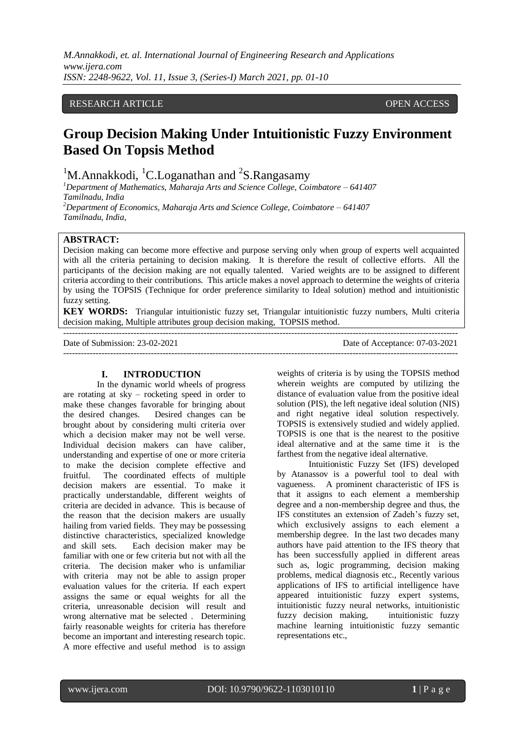RESEARCH ARTICLE OPEN ACCESS

# Group Decision Making Under Intuitionistic Fuzzy Environment Based On Topsis Method

[1]M.Annakkodi, [1]C.Loganathan and [2]S.Rangasamy

[1]Department of Mathematics, Maharaja Arts and Science College, Coimbatore – 641407 Tamilnadu, India

[2]Department of Economics, Maharaja Arts and Science College, Coimbatore – 641407 Tamilnadu, India,

**ABSTRACT:**

Decision making can become more effective and purpose serving only when group of experts well acquainted with all the criteria pertaining to decision making. It is therefore the result of collective efforts. All the participants of the decision making are not equally talented. Varied weights are to be assigned to different criteria according to their contributions. This article makes a novel approach to determine the weights of criteria by using the TOPSIS (Technique for order preference similarity to Ideal solution) method and intuitionistic fuzzy setting.

**KEY WORDS:** Triangular intuitionistic fuzzy set, Triangular intuitionistic fuzzy numbers, Multi criteria decision making, Multiple attributes group decision making, TOPSIS method.

Date of Submission: 23-02-2021 Date of Acceptance: 07-03-2021

## I. INTRODUCTION

In the dynamic world wheels of progress are rotating at sky – rocketing speed in order to make these changes favorable for bringing about the desired changes. Desired changes can be brought about by considering multi criteria over which a decision maker may not be well verse. Individual decision makers can have caliber, understanding and expertise of one or more criteria to make the decision complete effective and fruitful. The coordinated effects of multiple decision makers are essential. To make it practically understandable, different weights of criteria are decided in advance. This is because of the reason that the decision makers are usually hailing from varied fields. They may be possessing distinctive characteristics, specialized knowledge and skill sets. Each decision maker may be familiar with one or few criteria but not with all the criteria. The decision maker who is unfamiliar with criteria may not be able to assign proper evaluation values for the criteria. If each expert assigns the same or equal weights for all the criteria, unreasonable decision will result and wrong alternative mat be selected . Determining fairly reasonable weights for criteria has therefore become an important and interesting research topic. A more effective and useful method is to assign weights of criteria is by using the TOPSIS method wherein weights are computed by utilizing the distance of evaluation value from the positive ideal solution (PIS), the left negative ideal solution (NIS) and right negative ideal solution respectively. TOPSIS is extensively studied and widely applied. TOPSIS is one that is the nearest to the positive ideal alternative and at the same time it is the farthest from the negative ideal alternative.

Intuitionistic Fuzzy Set (IFS) developed by Atanassov is a powerful tool to deal with vagueness. A prominent characteristic of IFS is that it assigns to each element a membership degree and a non-membership degree and thus, the IFS constitutes an extension of Zadeh's fuzzy set, which exclusively assigns to each element a membership degree. In the last two decades many authors have paid attention to the IFS theory that has been successfully applied in different areas such as, logic programming, decision making problems, medical diagnosis etc., Recently various applications of IFS to artificial intelligence have appeared intuitionistic fuzzy expert systems, intuitionistic fuzzy neural networks, intuitionistic fuzzy decision making, intuitionistic fuzzy machine learning intuitionistic fuzzy semantic representations etc.,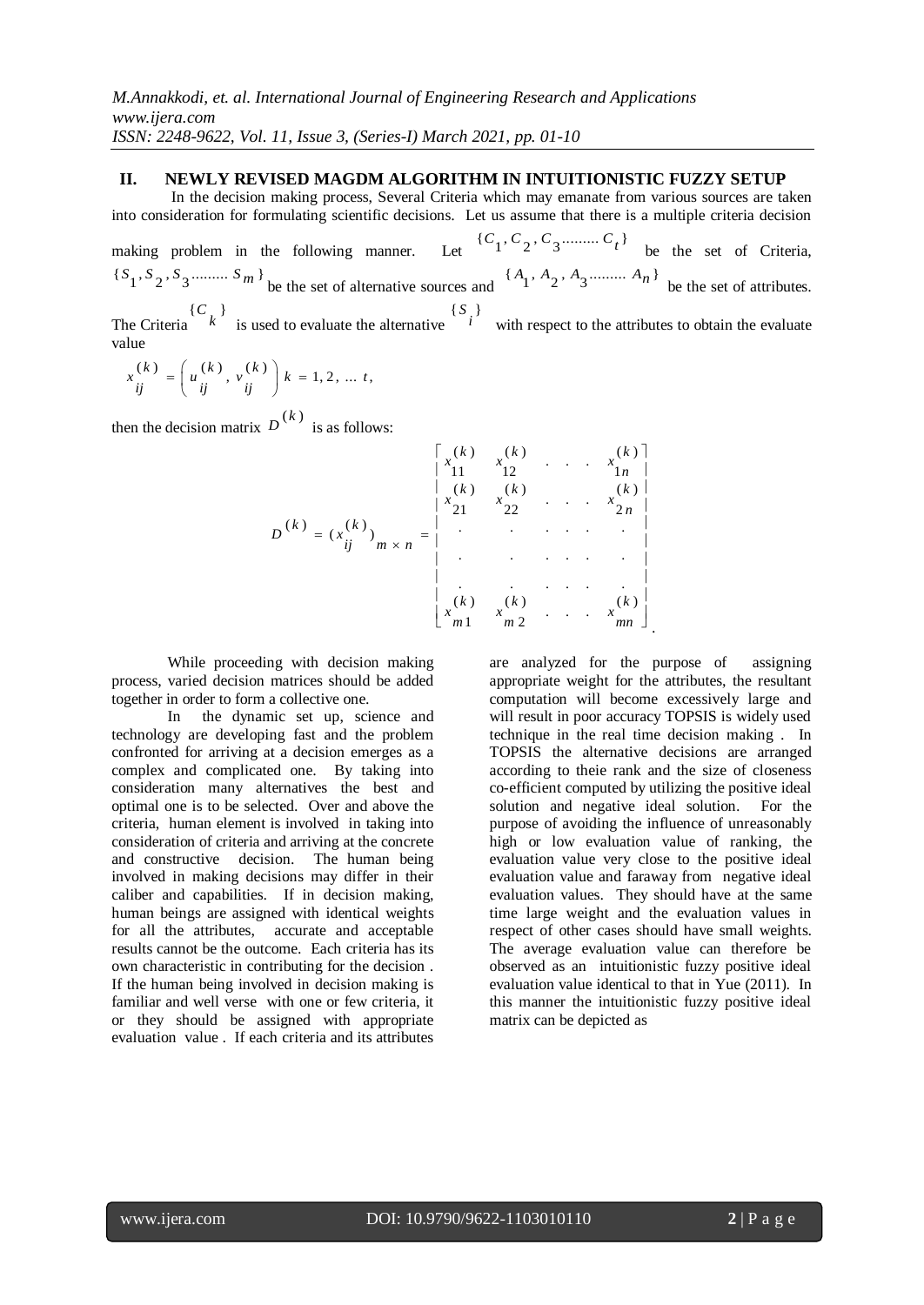## II. NEWLY REVISED MAGDM ALGORITHM IN INTUITIONISTIC FUZZY SETUP

In the decision making process, Several Criteria which may emanate from various sources are taken into consideration for formulating scientific decisions. Let us assume that there is a multiple criteria decision making problem in the following manner. Let $\{C_1, C_2, C_3 \ldots\ldots\ldots C_t\}$ be the set of Criteria, $\{S_1, S_2, S_3 \ldots\ldots\ldots S_m\}$ be the set of alternative sources and $\{A_1, A_2, A_3 \ldots\ldots\ldots A_n\}$ be the set of attributes. The Criteria $\{C_k\}$ is used to evaluate the alternative $\{S_i\}$ with respect to the attributes to obtain the evaluate value

$$x_{ij}^{(k)} = \left( u_{ij}^{(k)}, v_{ij}^{(k)} \right) k = 1, 2, \ldots t,$$

then the decision matrix $D^{(k)}$ is as follows:

$$D^{(k)} = (x_{ij}^{(k)})_{m \times n} = \begin{bmatrix} x_{11}^{(k)} & x_{12}^{(k)} & . & . & . & x_{1n}^{(k)} \\ x_{21}^{(k)} & x_{22}^{(k)} & . & . & . & x_{2n}^{(k)} \\ . & . & . & . & . & . \\ . & . & . & . & . & . \\ . & . & . & . & . & . \\ x_{m1}^{(k)} & x_{m2}^{(k)} & . & . & . & x_{mn}^{(k)} \end{bmatrix}.$$

While proceeding with decision making process, varied decision matrices should be added together in order to form a collective one.

In the dynamic set up, science and technology are developing fast and the problem confronted for arriving at a decision emerges as a complex and complicated one. By taking into consideration many alternatives the best and optimal one is to be selected. Over and above the criteria, human element is involved in taking into consideration of criteria and arriving at the concrete and constructive decision. The human being involved in making decisions may differ in their caliber and capabilities. If in decision making, human beings are assigned with identical weights for all the attributes, accurate and acceptable results cannot be the outcome. Each criteria has its own characteristic in contributing for the decision . If the human being involved in decision making is familiar and well verse with one or few criteria, it or they should be assigned with appropriate evaluation value . If each criteria and its attributes are analyzed for the purpose of assigning appropriate weight for the attributes, the resultant computation will become excessively large and will result in poor accuracy TOPSIS is widely used technique in the real time decision making . In TOPSIS the alternative decisions are arranged according to theie rank and the size of closeness co-efficient computed by utilizing the positive ideal solution and negative ideal solution. For the purpose of avoiding the influence of unreasonably high or low evaluation value of ranking, the evaluation value very close to the positive ideal evaluation value and faraway from negative ideal evaluation values. They should have at the same time large weight and the evaluation values in respect of other cases should have small weights. The average evaluation value can therefore be observed as an intuitionistic fuzzy positive ideal evaluation value identical to that in Yue (2011). In this manner the intuitionistic fuzzy positive ideal matrix can be depicted as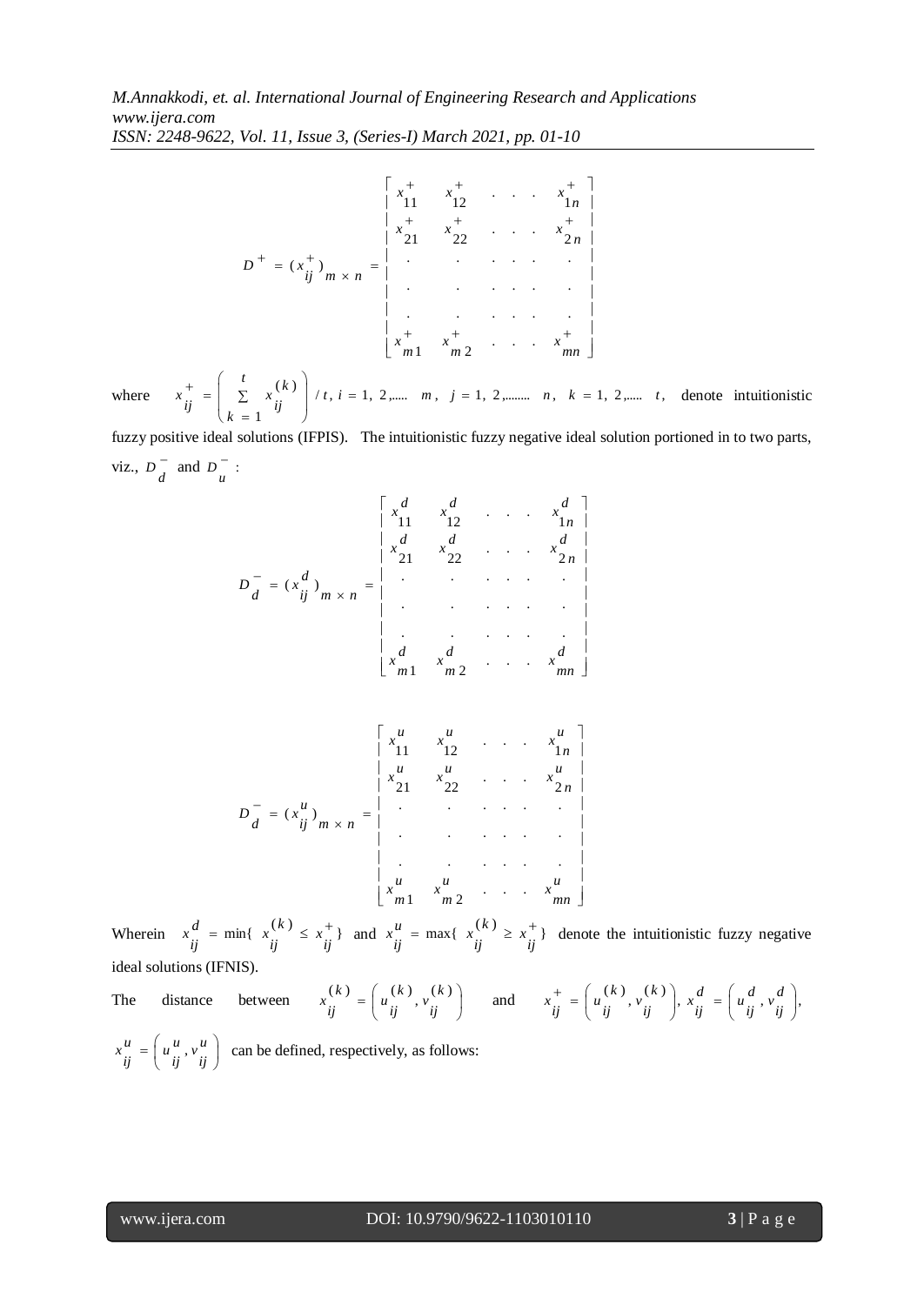$$D^{+} = (x_{ij}^{+})_{m \times n} = \begin{bmatrix} x_{11}^{+} & x_{12}^{+} & . & . & . & x_{1n}^{+} \\ x_{21}^{+} & x_{22}^{+} & . & . & . & x_{2n}^{+} \\ . & . & . & . & . & . \\ . & . & . & . & . & . \\ . & . & . & . & . & . \\ x_{m1}^{+} & x_{m2}^{+} & . & . & . & x_{mn}^{+} \end{bmatrix}$$

where $x_{ij}^{+} = \left( \sum_{k=1}^{t} x_{ij}^{(k)} \right) / t$, $i = 1, 2, \ldots\ldots m$, $j = 1, 2, \ldots\ldots\ldots n$, $k = 1, 2, \ldots\ldots t$, denote intuitionistic fuzzy positive ideal solutions (IFPIS). The intuitionistic fuzzy negative ideal solution portioned in to two parts, viz., $D_{d}^{-}$ and $D_{u}^{-}$ :

$$D_{d}^{-} = (x_{ij}^{d})_{m \times n} = \begin{bmatrix} x_{11}^{d} & x_{12}^{d} & . & . & . & x_{1n}^{d} \\ x_{21}^{d} & x_{22}^{d} & . & . & . & x_{2n}^{d} \\ . & . & . & . & . & . \\ . & . & . & . & . & . \\ . & . & . & . & . & . \\ x_{m1}^{d} & x_{m2}^{d} & . & . & . & x_{mn}^{d} \end{bmatrix}$$

$$D_{d}^{-} = (x_{ij}^{u})_{m \times n} = \begin{bmatrix} x_{11}^{u} & x_{12}^{u} & . & . & . & x_{1n}^{u} \\ x_{21}^{u} & x_{22}^{u} & . & . & . & x_{2n}^{u} \\ . & . & . & . & . & . \\ . & . & . & . & . & . \\ . & . & . & . & . & . \\ x_{m1}^{u} & x_{m2}^{u} & . & . & . & x_{mn}^{u} \end{bmatrix}$$

Wherein $x_{ij}^{d} = \min\{ x_{ij}^{(k)} \leq x_{ij}^{+} \}$ and $x_{ij}^{u} = \max\{ x_{ij}^{(k)} \geq x_{ij}^{+} \}$ denote the intuitionistic fuzzy negative ideal solutions (IFNIS).

The distance between $x_{ij}^{(k)} = \left( u_{ij}^{(k)}, v_{ij}^{(k)} \right)$ and $x_{ij}^{+} = \left( u_{ij}^{(k)}, v_{ij}^{(k)} \right)$, $x_{ij}^{d} = \left( u_{ij}^{d}, v_{ij}^{d} \right)$, $x_{ij}^{u} = \left( u_{ij}^{u}, v_{ij}^{u} \right)$ can be defined, respectively, as follows: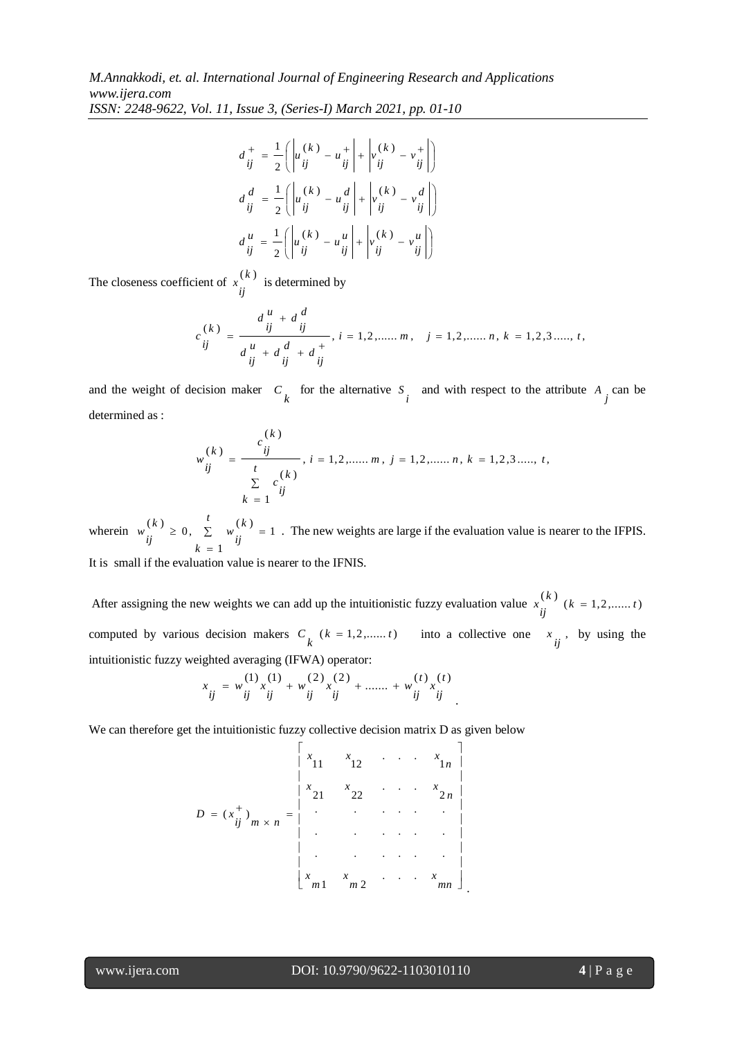$$d_{ij}^{+} = \frac{1}{2}\left( \left| u_{ij}^{(k)} - u_{ij}^{+} \right| + \left| v_{ij}^{(k)} - v_{ij}^{+} \right| \right)$$

$$d_{ij}^{d} = \frac{1}{2}\left( \left| u_{ij}^{(k)} - u_{ij}^{d} \right| + \left| v_{ij}^{(k)} - v_{ij}^{d} \right| \right)$$

$$d_{ij}^{u} = \frac{1}{2}\left( \left| u_{ij}^{(k)} - u_{ij}^{u} \right| + \left| v_{ij}^{(k)} - v_{ij}^{u} \right| \right)$$

The closeness coefficient of $x_{ij}^{(k)}$ is determined by

$$c_{ij}^{(k)} = \frac{d_{ij}^{u} + d_{ij}^{d}}{d_{ij}^{u} + d_{ij}^{d} + d_{ij}^{+}}, \; i = 1,2,\ldots\ldots m, \quad j = 1,2,\ldots\ldots n, \; k = 1,2,3\ldots\ldots, t,$$

and the weight of decision maker $C_k$ for the alternative $S_i$ and with respect to the attribute $A_j$ can be determined as :

$$w_{ij}^{(k)} = \frac{c_{ij}^{(k)}}{\sum_{k=1}^{t} c_{ij}^{(k)}}, \; i = 1,2,\ldots\ldots m, \; j = 1,2,\ldots\ldots n, \; k = 1,2,3\ldots\ldots, t,$$

wherein $w_{ij}^{(k)} \geq 0, \; \sum_{k=1}^{t} w_{ij}^{(k)} = 1$ . The new weights are large if the evaluation value is nearer to the IFPIS. It is small if the evaluation value is nearer to the IFNIS.

After assigning the new weights we can add up the intuitionistic fuzzy evaluation value $x_{ij}^{(k)} \; (k = 1,2,\ldots\ldots t)$ computed by various decision makers $C_k \; (k = 1,2,\ldots\ldots t)$ into a collective one $x_{ij}$, by using the intuitionistic fuzzy weighted averaging (IFWA) operator:

$$x_{ij} = w_{ij}^{(1)} x_{ij}^{(1)} + w_{ij}^{(2)} x_{ij}^{(2)} + \ldots\ldots + w_{ij}^{(t)} x_{ij}^{(t)}.$$

We can therefore get the intuitionistic fuzzy collective decision matrix D as given below

$$D = (x_{ij}^{+})_{m \times n} = \begin{bmatrix} x_{11} & x_{12} & . & . & . & x_{1n} \\ x_{21} & x_{22} & . & . & . & x_{2n} \\ . & . & . & . & . & . \\ . & . & . & . & . & . \\ . & . & . & . & . & . \\ x_{m1} & x_{m2} & . & . & . & x_{mn} \end{bmatrix}.$$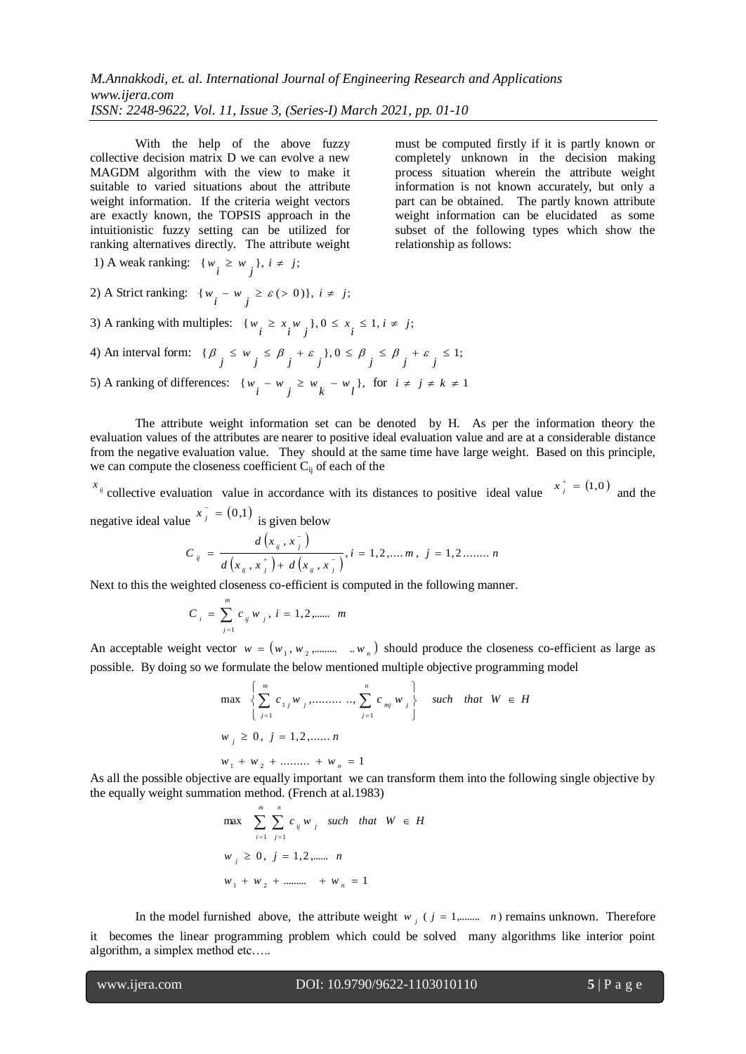With the help of the above fuzzy collective decision matrix D we can evolve a new MAGDM algorithm with the view to make it suitable to varied situations about the attribute weight information. If the criteria weight vectors are exactly known, the TOPSIS approach in the intuitionistic fuzzy setting can be utilized for ranking alternatives directly. The attribute weight must be computed firstly if it is partly known or completely unknown in the decision making process situation wherein the attribute weight information is not known accurately, but only a part can be obtained. The partly known attribute weight information can be elucidated as some subset of the following types which show the relationship as follows:

1) A weak ranking: $\{w_i \geq w_j\},\ i \neq j;$

2) A Strict ranking: $\{w_i - w_j \geq \varepsilon\,(>0)\},\ i \neq j;$

3) A ranking with multiples: $\{w_i \geq x_i w_j\}, 0 \leq x_i \leq 1, i \neq j;$

4) An interval form: $\{\beta_j \leq w_j \leq \beta_j + \varepsilon_j\}, 0 \leq \beta_j \leq \beta_j + \varepsilon_j \leq 1;$

5) A ranking of differences: $\{w_i - w_j \geq w_k - w_l\}$, for $i \neq j \neq k \neq 1$

The attribute weight information set can be denoted by H. As per the information theory the evaluation values of the attributes are nearer to positive ideal evaluation value and are at a considerable distance from the negative evaluation value. They should at the same time have large weight. Based on this principle, we can compute the closeness coefficient $C_{ij}$ of each of the

$x_{ij}$ collective evaluation value in accordance with its distances to positive ideal value $x_j^+ = (1,0)$ and the negative ideal value $x_j^- = (0,1)$ is given below

$$C_{ij} = \frac{d\left(x_{ij}, x_j^-\right)}{d\left(x_{ij}, x_j^+\right) + d\left(x_{ij}, x_j^-\right)},\ i = 1,2,\ldots.m,\ j = 1,2\ldots\ldots.n$$

Next to this the weighted closeness co-efficient is computed in the following manner.

$$C_i = \sum_{j=1}^{m} c_{ij} w_j,\ i = 1,2,\ldots\ldots\ m$$

An acceptable weight vector $w = (w_1, w_2, \ldots\ldots\ldots\ ..w_n)$ should produce the closeness co-efficient as large as possible. By doing so we formulate the below mentioned multiple objective programming model

$$\max \left\{ \sum_{j=1}^{m} c_{1j} w_j, \ldots\ldots\ldots .., \sum_{j=1}^{n} c_{mj} w_j \right\} \quad such \quad that \quad W \in H$$

$$w_j \geq 0,\ j = 1,2,\ldots\ldots n$$

$$w_1 + w_2 + \ldots\ldots\ldots + w_n = 1$$

As all the possible objective are equally important we can transform them into the following single objective by the equally weight summation method. (French at al.1983)

$$\max \sum_{i=1}^{m} \sum_{j=1}^{n} c_{ij} w_j \quad such \quad that \quad W \in H$$

$$w_j \geq 0,\ j = 1,2,\ldots\ldots\ n$$

$$w_1 + w_2 + \ldots\ldots\ldots + w_n = 1$$

In the model furnished above, the attribute weight $w_j$ $(j = 1,\ldots\ldots\ n)$ remains unknown. Therefore it becomes the linear programming problem which could be solved many algorithms like interior point algorithm, a simplex method etc…..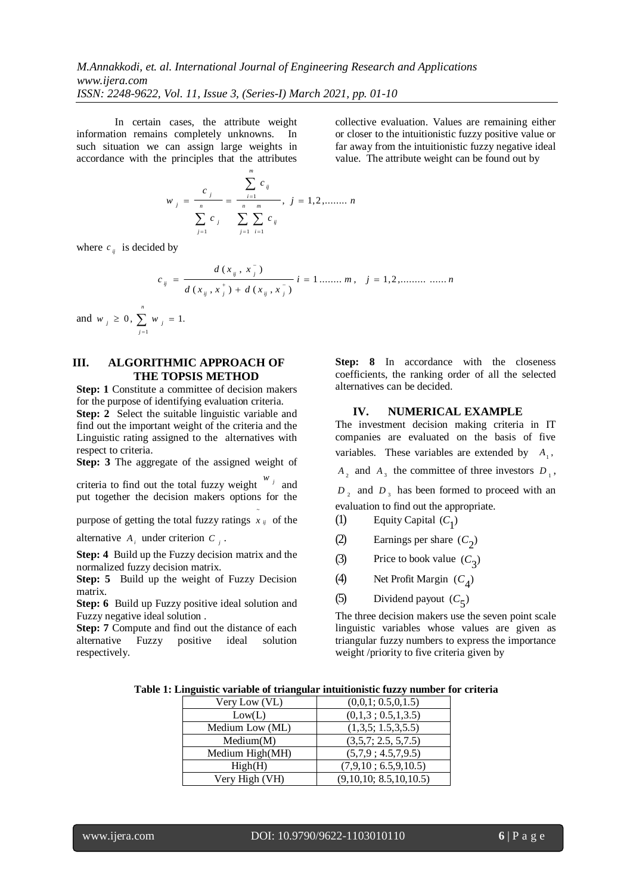In certain cases, the attribute weight information remains completely unknowns. In such situation we can assign large weights in accordance with the principles that the attributes collective evaluation. Values are remaining either or closer to the intuitionistic fuzzy positive value or far away from the intuitionistic fuzzy negative ideal value. The attribute weight can be found out by

$$w_j = \frac{c_j}{\sum_{j=1}^{n} c_j} = \frac{\sum_{i=1}^{m} c_{ij}}{\sum_{j=1}^{n}\sum_{i=1}^{m} c_{ij}}, \quad j = 1,2,........ n$$

where $c_{ij}$ is decided by

$$c_{ij} = \frac{d(x_{ij}, x_j^-)}{d(x_{ij}, x_j^+) + d(x_{ij}, x_j^-)} \quad i = 1........ m, \quad j = 1,2,......... ...... n$$

and $w_j \geq 0, \sum_{j=1}^{n} w_j = 1.$

## III. ALGORITHMIC APPROACH OF THE TOPSIS METHOD

**Step: 1** Constitute a committee of decision makers for the purpose of identifying evaluation criteria.

**Step: 2** Select the suitable linguistic variable and find out the important weight of the criteria and the Linguistic rating assigned to the alternatives with respect to criteria.

**Step: 3** The aggregate of the assigned weight of criteria to find out the total fuzzy weight $w_j$ and put together the decision makers options for the purpose of getting the total fuzzy ratings $\tilde{x}_{ij}$ of the alternative $A_i$ under criterion $C_j$.

**Step: 4** Build up the Fuzzy decision matrix and the normalized fuzzy decision matrix.

**Step: 5** Build up the weight of Fuzzy Decision matrix.

**Step: 6** Build up Fuzzy positive ideal solution and Fuzzy negative ideal solution .

**Step: 7** Compute and find out the distance of each alternative Fuzzy positive ideal solution respectively.

**Step: 8** In accordance with the closeness coefficients, the ranking order of all the selected alternatives can be decided.

## IV. NUMERICAL EXAMPLE

The investment decision making criteria in IT companies are evaluated on the basis of five variables. These variables are extended by $A_1$, $A_2$ and $A_3$ the committee of three investors $D_1$, $D_2$ and $D_3$ has been formed to proceed with an evaluation to find out the appropriate.

(1) Equity Capital $(C_1)$

(2) Earnings per share $(C_2)$

(3) Price to book value $(C_3)$

(4) Net Profit Margin $(C_4)$

(5) Dividend payout $(C_5)$

The three decision makers use the seven point scale linguistic variables whose values are given as triangular fuzzy numbers to express the importance weight /priority to five criteria given by

**Table 1: Linguistic variable of triangular intuitionistic fuzzy number for criteria**

| | |
|---|---|
| Very Low (VL) | (0,0,1; 0.5,0,1.5) |
| Low(L) | (0,1,3 ; 0.5,1,3.5) |
| Medium Low (ML) | (1,3,5; 1.5,3,5.5) |
| Medium(M) | (3,5,7; 2.5, 5,7.5) |
| Medium High(MH) | (5,7,9 ; 4.5,7,9.5) |
| High(H) | (7,9,10 ; 6.5,9,10.5) |
| Very High (VH) | (9,10,10; 8.5,10,10.5) |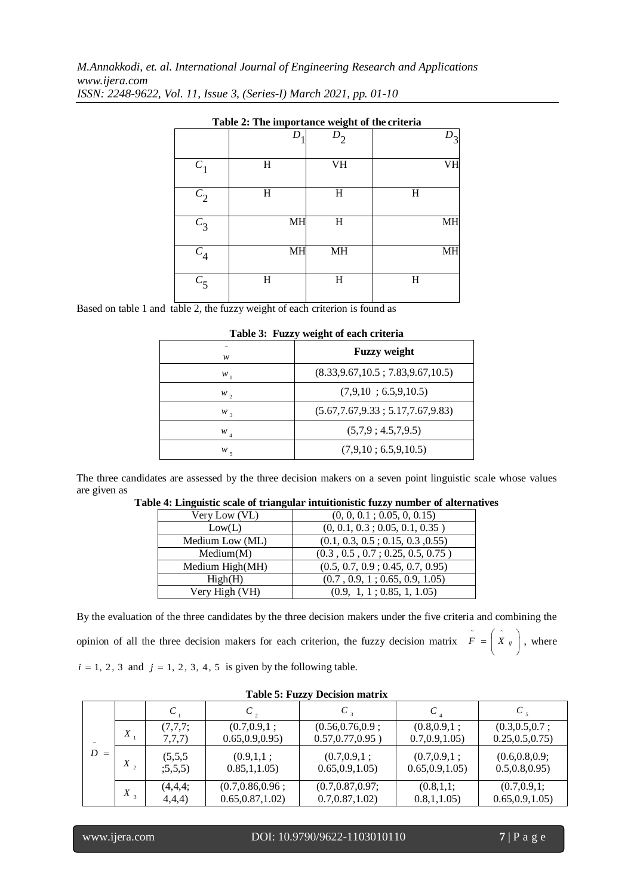**Table 2: The importance weight of the criteria**

| | $D_1$ | $D_2$ | $D_3$ |
|---|---|---|---|
| $C_1$ | H | VH | VH |
| $C_2$ | H | H | H |
| $C_3$ | MH | H | MH |
| $C_4$ | MH | MH | MH |
| $C_5$ | H | H | H |

Based on table 1 and table 2, the fuzzy weight of each criterion is found as

**Table 3: Fuzzy weight of each criteria**

| $\tilde{w}$ | **Fuzzy weight** |
|---|---|
| $w_1$ | (8.33,9.67,10.5 ; 7.83,9.67,10.5) |
| $w_2$ | (7,9,10 ; 6.5,9,10.5) |
| $w_3$ | (5.67,7.67,9.33 ; 5.17,7.67,9.83) |
| $w_4$ | (5,7,9 ; 4.5,7,9.5) |
| $w_5$ | (7,9,10 ; 6.5,9,10.5) |

The three candidates are assessed by the three decision makers on a seven point linguistic scale whose values are given as

**Table 4: Linguistic scale of triangular intuitionistic fuzzy number of alternatives**

| | |
|---|---|
| Very Low (VL) | (0, 0, 0.1 ; 0.05, 0, 0.15) |
| Low(L) | (0, 0.1, 0.3 ; 0.05, 0.1, 0.35 ) |
| Medium Low (ML) | (0.1, 0.3, 0.5 ; 0.15, 0.3 ,0.55) |
| Medium(M) | (0.3 , 0.5 , 0.7 ; 0.25, 0.5, 0.75 ) |
| Medium High(MH) | (0.5, 0.7, 0.9 ; 0.45, 0.7, 0.95) |
| High(H) | (0.7 , 0.9, 1 ; 0.65, 0.9, 1.05) |
| Very High (VH) | (0.9, 1, 1 ; 0.85, 1, 1.05) |

By the evaluation of the three candidates by the three decision makers under the five criteria and combining the opinion of all the three decision makers for each criterion, the fuzzy decision matrix $\tilde{F} = \left( \tilde{X}_{ij} \right)$, where $i = 1, 2, 3$ and $j = 1, 2, 3, 4, 5$ is given by the following table.

**Table 5: Fuzzy Decision matrix**

| | | $C_1$ | $C_2$ | $C_3$ | $C_4$ | $C_5$ |
|---|---|---|---|---|---|---|
| $\tilde{D} =$ | $X_1$ | (7,7,7; 7,7,7) | (0.7,0.9,1 ; 0.65,0.9,0.95) | (0.56,0.76,0.9 ; 0.57,0.77,0.95 ) | (0.8,0.9,1 ; 0.7,0.9,1.05) | (0.3,0.5,0.7 ; 0.25,0.5,0.75) |
| | $X_2$ | (5,5,5 ;5,5,5) | (0.9,1,1 ; 0.85,1,1.05) | (0.7,0.9,1 ; 0.65,0.9,1.05) | (0.7,0.9,1 ; 0.65,0.9,1.05) | (0.6,0.8,0.9; 0.5,0.8,0.95) |
| | $X_3$ | (4,4,4; 4,4,4) | (0.7,0.86,0.96 ; 0.65,0.87,1.02) | (0.7,0.87,0.97; 0.7,0.87,1.02) | (0.8,1,1; 0.8,1,1.05) | (0.7,0.9,1; 0.65,0.9,1.05) |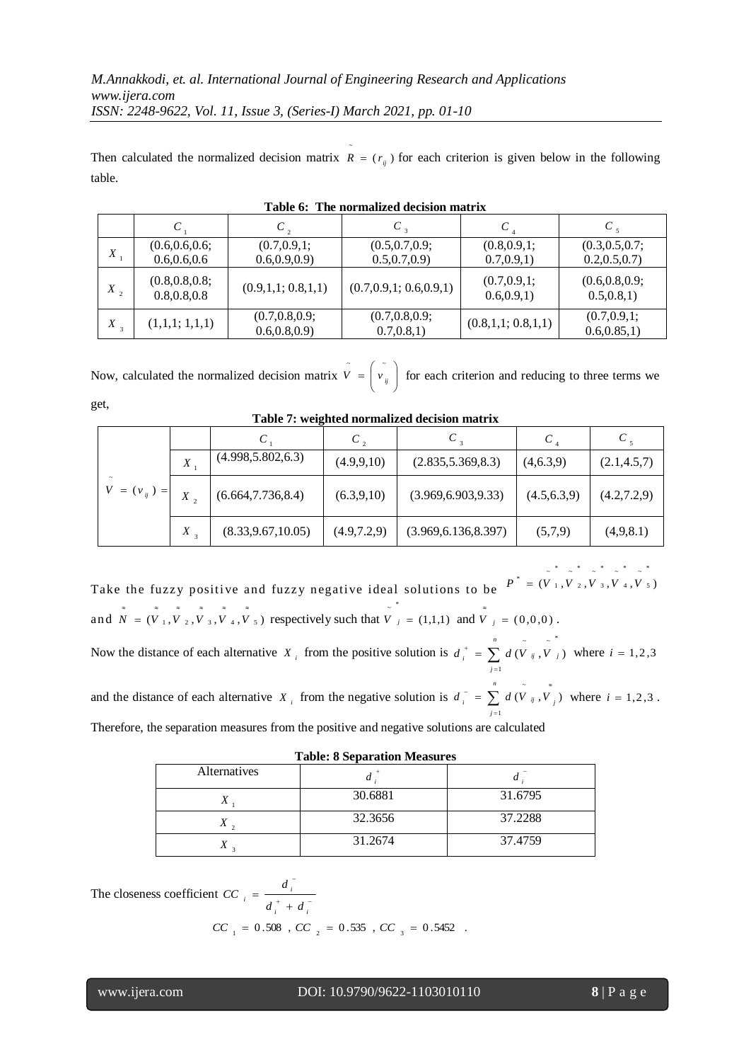Then calculated the normalized decision matrix $\tilde{R} = (r_{ij})$ for each criterion is given below in the following table.

**Table 6: The normalized decision matrix**

| | $C_1$ | $C_2$ | $C_3$ | $C_4$ | $C_5$ |
|---|---|---|---|---|---|
| $X_1$ | (0.6,0.6,0.6; 0.6,0.6,0.6 | (0.7,0.9,1; 0.6,0.9,0.9) | (0.5,0.7,0.9; 0.5,0.7,0.9) | (0.8,0.9,1; 0.7,0.9,1) | (0.3,0.5,0.7; 0.2,0.5,0.7) |
| $X_2$ | (0.8,0.8,0.8; 0.8,0.8,0.8 | (0.9,1,1; 0.8,1,1) | (0.7,0.9,1; 0.6,0.9,1) | (0.7,0.9,1; 0.6,0.9,1) | (0.6,0.8,0.9; 0.5,0.8,1) |
| $X_3$ | (1,1,1; 1,1,1) | (0.7,0.8,0.9; 0.6,0.8,0.9) | (0.7,0.8,0.9; 0.7,0.8,1) | (0.8,1,1; 0.8,1,1) | (0.7,0.9,1; 0.6,0.85,1) |

Now, calculated the normalized decision matrix $\tilde{V} = \left(\tilde{v}_{ij}\right)$ for each criterion and reducing to three terms we get,

**Table 7: weighted normalized decision matrix**

| | | $C_1$ | $C_2$ | $C_3$ | $C_4$ | $C_5$ |
|---|---|---|---|---|---|---|
| $\tilde{V} = (v_{ij}) =$ | $X_1$ | (4.998,5.802,6.3) | (4.9,9,10) | (2.835,5.369,8.3) | (4,6.3,9) | (2.1,4.5,7) |
| | $X_2$ | (6.664,7.736,8.4) | (6.3,9,10) | (3.969,6.903,9.33) | (4.5,6.3,9) | (4.2,7.2,9) |
| | $X_3$ | (8.33,9.67,10.05) | (4.9,7.2,9) | (3.969,6.136,8.397) | (5,7,9) | (4,9,8.1) |

Take the fuzzy positive and fuzzy negative ideal solutions to be $P^* = (\tilde{V}_1^*, \tilde{V}_2^*, \tilde{V}_3^*, \tilde{V}_4^*, \tilde{V}_5^*)$ and $\approx N = (\approx V_1, \approx V_2, \approx V_3, \approx V_4, \approx V_5)$ respectively such that $\tilde{V}_j^* = (1,1,1)$ and $\approx V_j = (0,0,0)$.

Now the distance of each alternative $X_i$ from the positive solution is $d_i^+ = \sum_{j=1}^{n} d(\tilde{V}_{ij}, \tilde{V}_j^*)$ where $i = 1,2,3$

and the distance of each alternative $X_i$ from the negative solution is $d_i^- = \sum_{j=1}^{n} d(\tilde{V}_{ij}, \approx V_j)$ where $i = 1,2,3$.

Therefore, the separation measures from the positive and negative solutions are calculated

**Table: 8 Separation Measures**

| Alternatives | $d_i^+$ | $d_i^-$ |
|---|---|---|
| $X_1$ | 30.6881 | 31.6795 |
| $X_2$ | 32.3656 | 37.2288 |
| $X_3$ | 31.2674 | 37.4759 |

The closeness coefficient $CC_i = \dfrac{d_i^-}{d_i^+ + d_i^-}$

$$CC_1 = 0.508 \;,\; CC_2 = 0.535 \;,\; CC_3 = 0.5452 \;.$$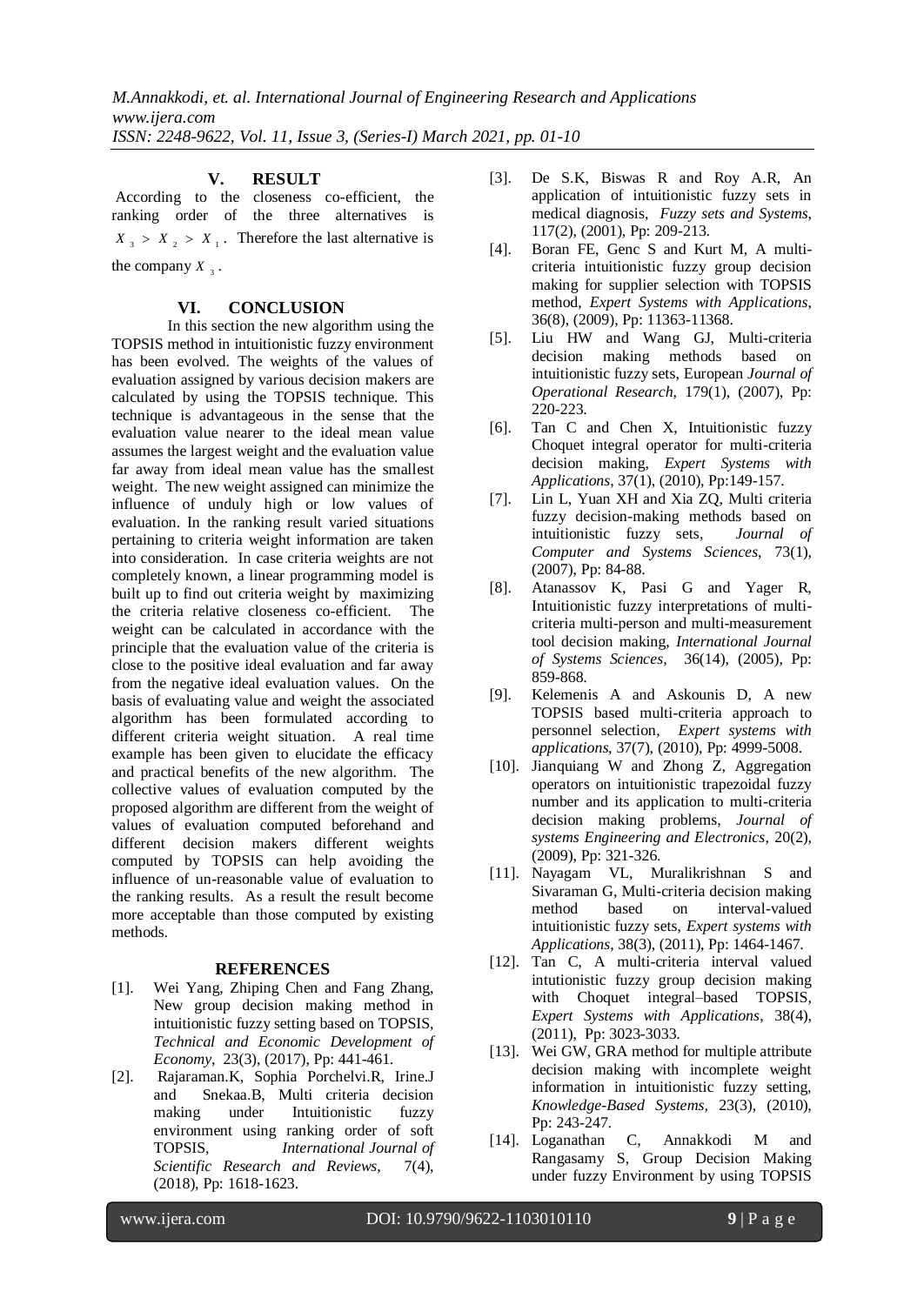## V. RESULT

According to the closeness co-efficient, the ranking order of the three alternatives is $X_3 > X_2 > X_1$. Therefore the last alternative is the company $X_3$.

## VI. CONCLUSION

In this section the new algorithm using the TOPSIS method in intuitionistic fuzzy environment has been evolved. The weights of the values of evaluation assigned by various decision makers are calculated by using the TOPSIS technique. This technique is advantageous in the sense that the evaluation value nearer to the ideal mean value assumes the largest weight and the evaluation value far away from ideal mean value has the smallest weight. The new weight assigned can minimize the influence of unduly high or low values of evaluation. In the ranking result varied situations pertaining to criteria weight information are taken into consideration. In case criteria weights are not completely known, a linear programming model is built up to find out criteria weight by maximizing the criteria relative closeness co-efficient. The weight can be calculated in accordance with the principle that the evaluation value of the criteria is close to the positive ideal evaluation and far away from the negative ideal evaluation values. On the basis of evaluating value and weight the associated algorithm has been formulated according to different criteria weight situation. A real time example has been given to elucidate the efficacy and practical benefits of the new algorithm. The collective values of evaluation computed by the proposed algorithm are different from the weight of values of evaluation computed beforehand and different decision makers different weights computed by TOPSIS can help avoiding the influence of un-reasonable value of evaluation to the ranking results. As a result the result become more acceptable than those computed by existing methods.

## REFERENCES

[1]. Wei Yang, Zhiping Chen and Fang Zhang, New group decision making method in intuitionistic fuzzy setting based on TOPSIS, *Technical and Economic Development of Economy*, 23(3), (2017), Pp: 441-461.

[2]. Rajaraman.K, Sophia Porchelvi.R, Irine.J and Snekaa.B, Multi criteria decision making under Intuitionistic fuzzy environment using ranking order of soft TOPSIS, *International Journal of Scientific Research and Reviews*, 7(4), (2018), Pp: 1618-1623.

[3]. De S.K, Biswas R and Roy A.R, An application of intuitionistic fuzzy sets in medical diagnosis, *Fuzzy sets and Systems*, 117(2), (2001), Pp: 209-213.

[4]. Boran FE, Genc S and Kurt M, A multi-criteria intuitionistic fuzzy group decision making for supplier selection with TOPSIS method, *Expert Systems with Applications*, 36(8), (2009), Pp: 11363-11368.

[5]. Liu HW and Wang GJ, Multi-criteria decision making methods based on intuitionistic fuzzy sets, European *Journal of Operational Research*, 179(1), (2007), Pp: 220-223.

[6]. Tan C and Chen X, Intuitionistic fuzzy Choquet integral operator for multi-criteria decision making, *Expert Systems with Applications*, 37(1), (2010), Pp:149-157.

[7]. Lin L, Yuan XH and Xia ZQ, Multi criteria fuzzy decision-making methods based on intuitionistic fuzzy sets, *Journal of Computer and Systems Sciences*, 73(1), (2007), Pp: 84-88.

[8]. Atanassov K, Pasi G and Yager R, Intuitionistic fuzzy interpretations of multi-criteria multi-person and multi-measurement tool decision making, *International Journal of Systems Sciences*, 36(14), (2005), Pp: 859-868.

[9]. Kelemenis A and Askounis D, A new TOPSIS based multi-criteria approach to personnel selection, *Expert systems with applications*, 37(7), (2010), Pp: 4999-5008.

[10]. Jianquiang W and Zhong Z, Aggregation operators on intuitionistic trapezoidal fuzzy number and its application to multi-criteria decision making problems, *Journal of systems Engineering and Electronics*, 20(2), (2009), Pp: 321-326.

[11]. Nayagam VL, Muralikrishnan S and Sivaraman G, Multi-criteria decision making method based on interval-valued intuitionistic fuzzy sets, *Expert systems with Applications*, 38(3), (2011), Pp: 1464-1467.

[12]. Tan C, A multi-criteria interval valued intutionistic fuzzy group decision making with Choquet integral–based TOPSIS, *Expert Systems with Applications*, 38(4), (2011), Pp: 3023-3033.

[13]. Wei GW, GRA method for multiple attribute decision making with incomplete weight information in intuitionistic fuzzy setting, *Knowledge-Based Systems*, 23(3), (2010), Pp: 243-247.

[14]. Loganathan C, Annakkodi M and Rangasamy S, Group Decision Making under fuzzy Environment by using TOPSIS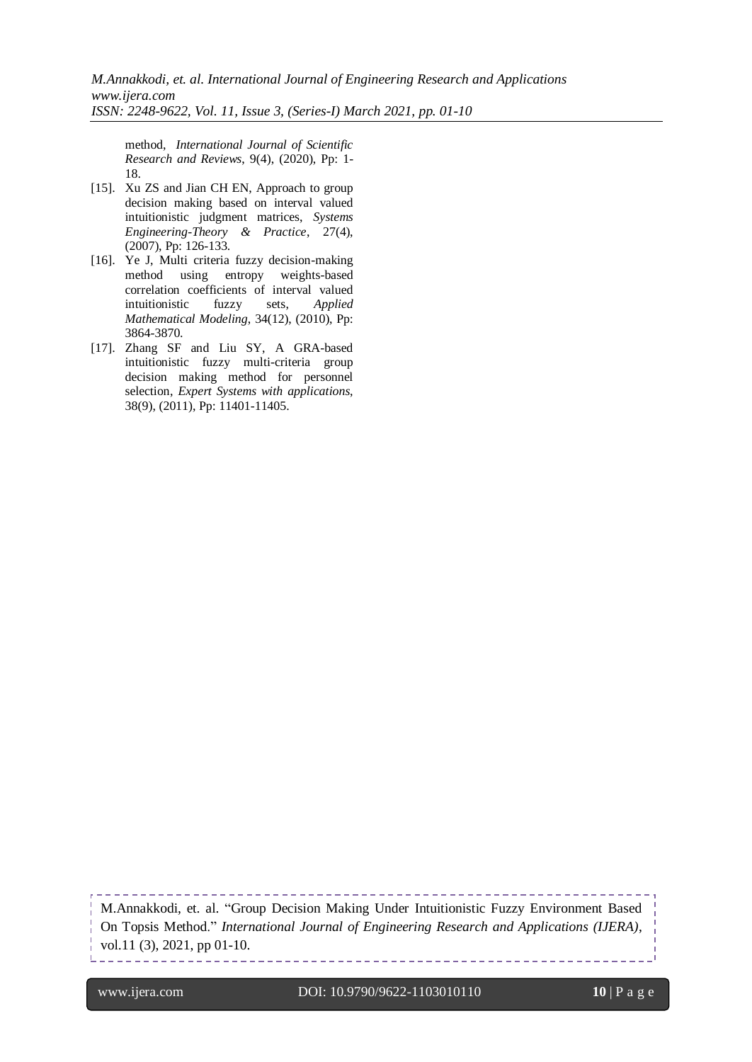method, *International Journal of Scientific Research and Reviews*, 9(4), (2020), Pp: 1-18.

[15]. Xu ZS and Jian CH EN, Approach to group decision making based on interval valued intuitionistic judgment matrices, *Systems Engineering-Theory & Practice*, 27(4), (2007), Pp: 126-133.

[16]. Ye J, Multi criteria fuzzy decision-making method using entropy weights-based correlation coefficients of interval valued intuitionistic fuzzy sets, *Applied Mathematical Modeling*, 34(12), (2010), Pp: 3864-3870.

[17]. Zhang SF and Liu SY, A GRA-based intuitionistic fuzzy multi-criteria group decision making method for personnel selection, *Expert Systems with applications*, 38(9), (2011), Pp: 11401-11405.

M.Annakkodi, et. al. "Group Decision Making Under Intuitionistic Fuzzy Environment Based On Topsis Method." *International Journal of Engineering Research and Applications (IJERA)*, vol.11 (3), 2021, pp 01-10.